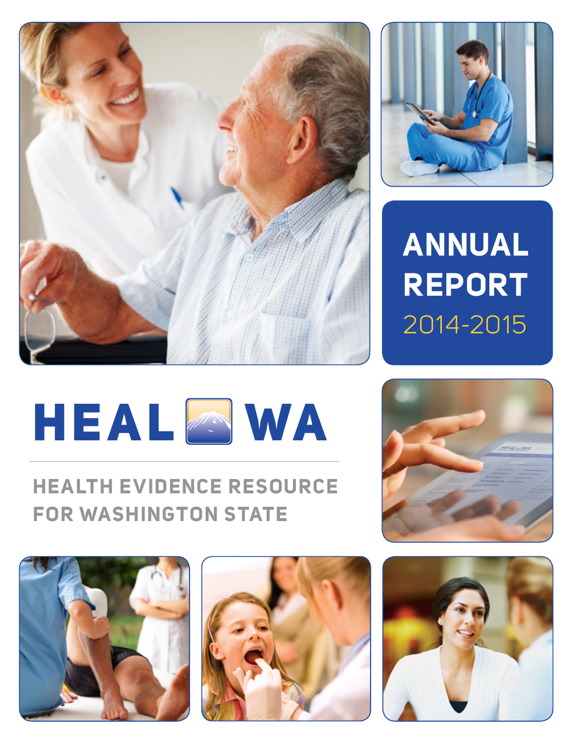# ANNUAL REPORT

2014-2015

# HEAL WA

## HEALTH EVIDENCE RESOURCE FOR WASHINGTON STATE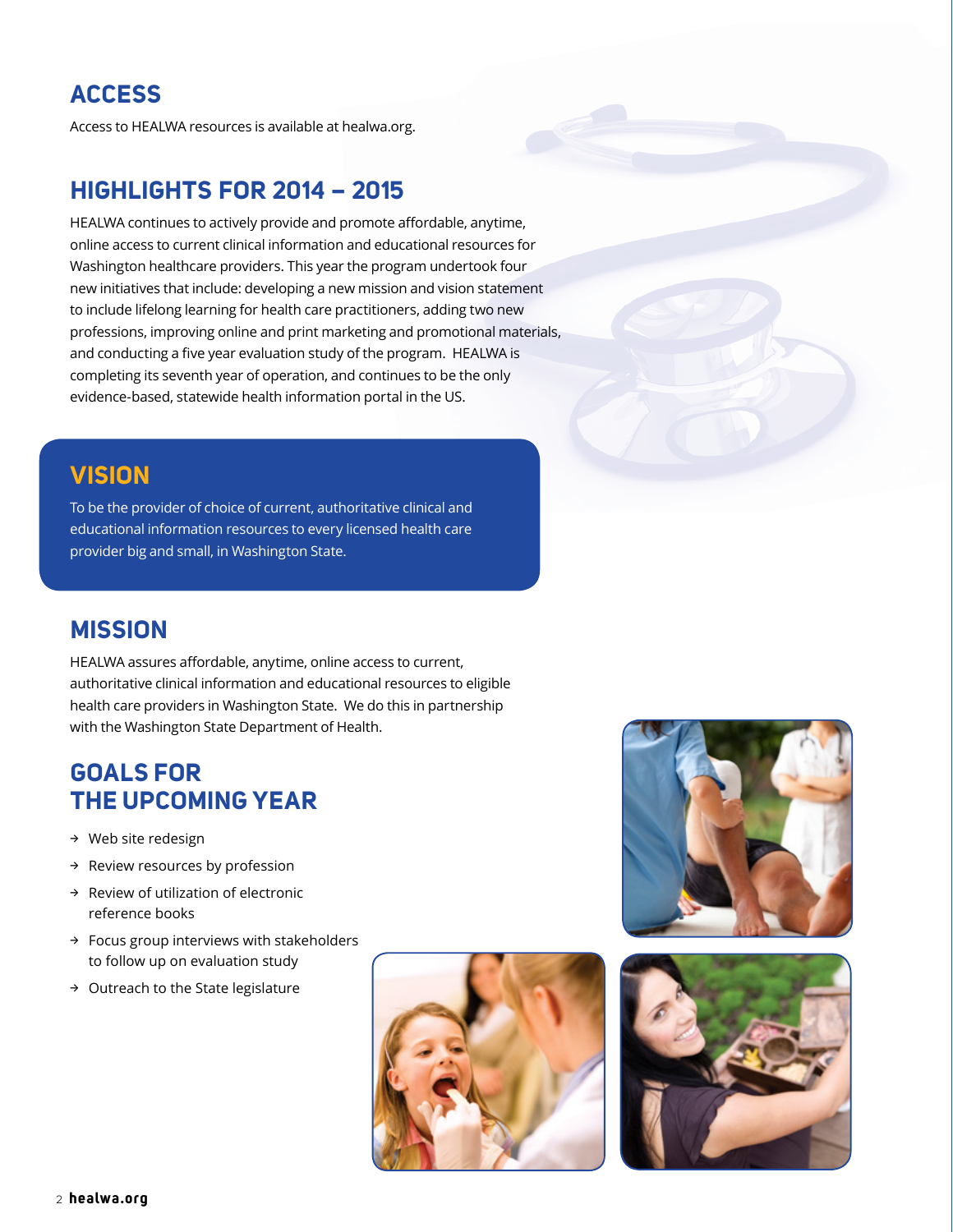## ACCESS

Access to HEALWA resources is available at healwa.org.

## HIGHLIGHTS FOR 2014 – 2015

HEALWA continues to actively provide and promote affordable, anytime, online access to current clinical information and educational resources for Washington healthcare providers. This year the program undertook four new initiatives that include: developing a new mission and vision statement to include lifelong learning for health care practitioners, adding two new professions, improving online and print marketing and promotional materials, and conducting a five year evaluation study of the program. HEALWA is completing its seventh year of operation, and continues to be the only evidence-based, statewide health information portal in the US.

## VISION

To be the provider of choice of current, authoritative clinical and educational information resources to every licensed health care provider big and small, in Washington State.

## MISSION

HEALWA assures affordable, anytime, online access to current, authoritative clinical information and educational resources to eligible health care providers in Washington State. We do this in partnership with the Washington State Department of Health.

## GOALS FOR THE UPCOMING YEAR

- Web site redesign
- Review resources by profession
- Review of utilization of electronic reference books
- Focus group interviews with stakeholders to follow up on evaluation study
- Outreach to the State legislature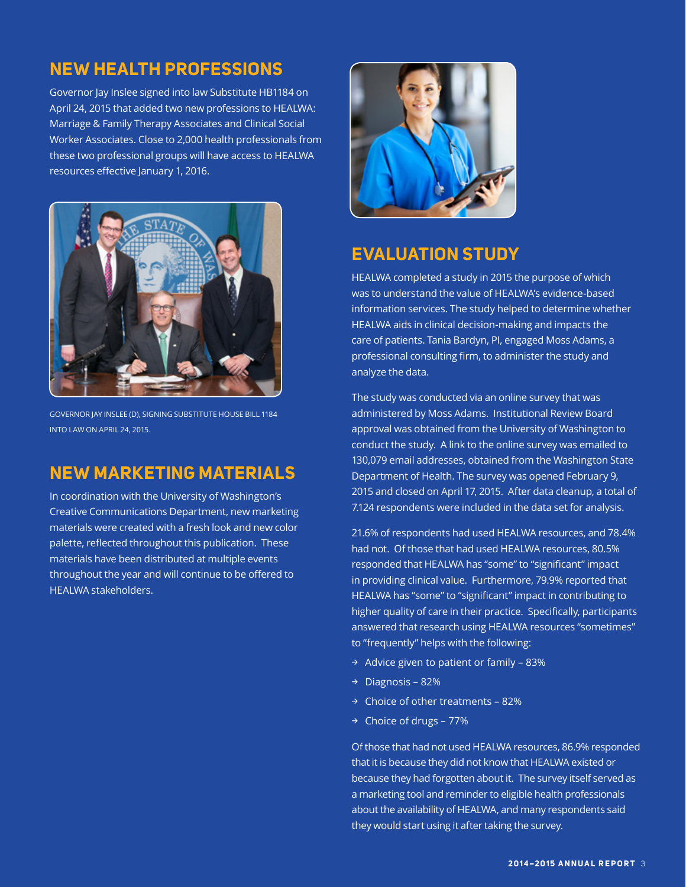## NEW HEALTH PROFESSIONS

Governor Jay Inslee signed into law Substitute HB1184 on April 24, 2015 that added two new professions to HEALWA: Marriage & Family Therapy Associates and Clinical Social Worker Associates. Close to 2,000 health professionals from these two professional groups will have access to HEALWA resources effective January 1, 2016.

GOVERNOR JAY INSLEE (D), SIGNING SUBSTITUTE HOUSE BILL 1184 INTO LAW ON APRIL 24, 2015.

## NEW MARKETING MATERIALS

In coordination with the University of Washington's Creative Communications Department, new marketing materials were created with a fresh look and new color palette, reflected throughout this publication. These materials have been distributed at multiple events throughout the year and will continue to be offered to HEALWA stakeholders.

## EVALUATION STUDY

HEALWA completed a study in 2015 the purpose of which was to understand the value of HEALWA's evidence-based information services. The study helped to determine whether HEALWA aids in clinical decision-making and impacts the care of patients. Tania Bardyn, PI, engaged Moss Adams, a professional consulting firm, to administer the study and analyze the data.

The study was conducted via an online survey that was administered by Moss Adams. Institutional Review Board approval was obtained from the University of Washington to conduct the study. A link to the online survey was emailed to 130,079 email addresses, obtained from the Washington State Department of Health. The survey was opened February 9, 2015 and closed on April 17, 2015. After data cleanup, a total of 7.124 respondents were included in the data set for analysis.

21.6% of respondents had used HEALWA resources, and 78.4% had not. Of those that had used HEALWA resources, 80.5% responded that HEALWA has "some" to "significant" impact in providing clinical value. Furthermore, 79.9% reported that HEALWA has "some" to "significant" impact in contributing to higher quality of care in their practice. Specifically, participants answered that research using HEALWA resources "sometimes" to "frequently" helps with the following:

- Advice given to patient or family – 83%
- Diagnosis – 82%
- Choice of other treatments – 82%
- Choice of drugs – 77%

Of those that had not used HEALWA resources, 86.9% responded that it is because they did not know that HEALWA existed or because they had forgotten about it. The survey itself served as a marketing tool and reminder to eligible health professionals about the availability of HEALWA, and many respondents said they would start using it after taking the survey.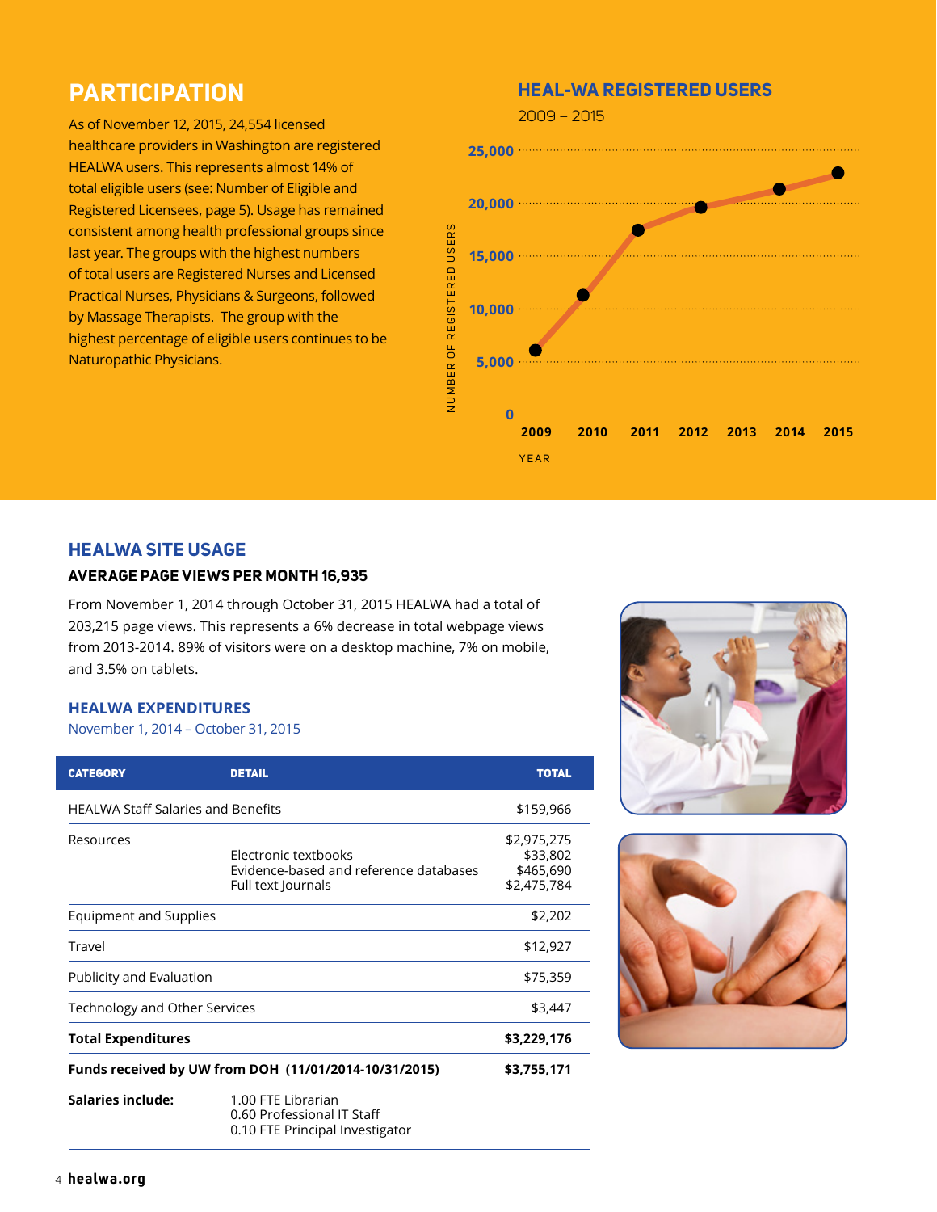## PARTICIPATION

As of November 12, 2015, 24,554 licensed healthcare providers in Washington are registered HEALWA users. This represents almost 14% of total eligible users (see: Number of Eligible and Registered Licensees, page 5). Usage has remained consistent among health professional groups since last year. The groups with the highest numbers of total users are Registered Nurses and Licensed Practical Nurses, Physicians & Surgeons, followed by Massage Therapists. The group with the highest percentage of eligible users continues to be Naturopathic Physicians.

### HEAL-WA REGISTERED USERS

2009 – 2015

NUMBER OF REGISTERED USERS

25,000
20,000
15,000
10,000
5,000
0

2009 2010 2011 2012 2013 2014 2015

YEAR

## HEALWA SITE USAGE

**AVERAGE PAGE VIEWS PER MONTH 16,935**

From November 1, 2014 through October 31, 2015 HEALWA had a total of 203,215 page views. This represents a 6% decrease in total webpage views from 2013-2014. 89% of visitors were on a desktop machine, 7% on mobile, and 3.5% on tablets.

### HEALWA EXPENDITURES

November 1, 2014 – October 31, 2015

| CATEGORY | DETAIL | TOTAL |
|---|---|---|
| HEALWA Staff Salaries and Benefits | | $159,966 |
| Resources | | $2,975,275 |
| | Electronic textbooks | $33,802 |
| | Evidence-based and reference databases | $465,690 |
| | Full text Journals | $2,475,784 |
| Equipment and Supplies | | $2,202 |
| Travel | | $12,927 |
| Publicity and Evaluation | | $75,359 |
| Technology and Other Services | | $3,447 |
| **Total Expenditures** | | **$3,229,176** |
| **Funds received by UW from DOH (11/01/2014-10/31/2015)** | | **$3,755,171** |
| **Salaries include:** | 1.00 FTE Librarian<br>0.60 Professional IT Staff<br>0.10 FTE Principal Investigator | |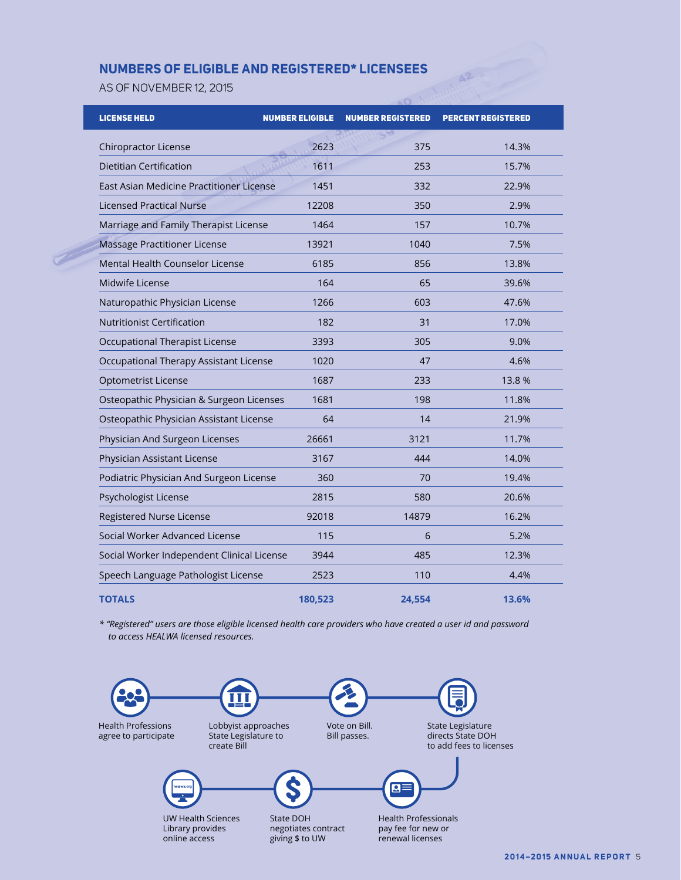## NUMBERS OF ELIGIBLE AND REGISTERED* LICENSEES

AS OF NOVEMBER 12, 2015

| LICENSE HELD | NUMBER ELIGIBLE | NUMBER REGISTERED | PERCENT REGISTERED |
|---|---|---|---|
| Chiropractor License | 2623 | 375 | 14.3% |
| Dietitian Certification | 1611 | 253 | 15.7% |
| East Asian Medicine Practitioner License | 1451 | 332 | 22.9% |
| Licensed Practical Nurse | 12208 | 350 | 2.9% |
| Marriage and Family Therapist License | 1464 | 157 | 10.7% |
| Massage Practitioner License | 13921 | 1040 | 7.5% |
| Mental Health Counselor License | 6185 | 856 | 13.8% |
| Midwife License | 164 | 65 | 39.6% |
| Naturopathic Physician License | 1266 | 603 | 47.6% |
| Nutritionist Certification | 182 | 31 | 17.0% |
| Occupational Therapist License | 3393 | 305 | 9.0% |
| Occupational Therapy Assistant License | 1020 | 47 | 4.6% |
| Optometrist License | 1687 | 233 | 13.8 % |
| Osteopathic Physician & Surgeon Licenses | 1681 | 198 | 11.8% |
| Osteopathic Physician Assistant License | 64 | 14 | 21.9% |
| Physician And Surgeon Licenses | 26661 | 3121 | 11.7% |
| Physician Assistant License | 3167 | 444 | 14.0% |
| Podiatric Physician And Surgeon License | 360 | 70 | 19.4% |
| Psychologist License | 2815 | 580 | 20.6% |
| Registered Nurse License | 92018 | 14879 | 16.2% |
| Social Worker Advanced License | 115 | 6 | 5.2% |
| Social Worker Independent Clinical License | 3944 | 485 | 12.3% |
| Speech Language Pathologist License | 2523 | 110 | 4.4% |
| **TOTALS** | **180,523** | **24,554** | **13.6%** |

*\* "Registered" users are those eligible licensed health care providers who have created a user id and password to access HEALWA licensed resources.*

Health Professions agree to participate

Lobbyist approaches State Legislature to create Bill

Vote on Bill. Bill passes.

State Legislature directs State DOH to add fees to licenses

Health Professionals pay fee for new or renewal licenses

State DOH negotiates contract giving $ to UW

UW Health Sciences Library provides online access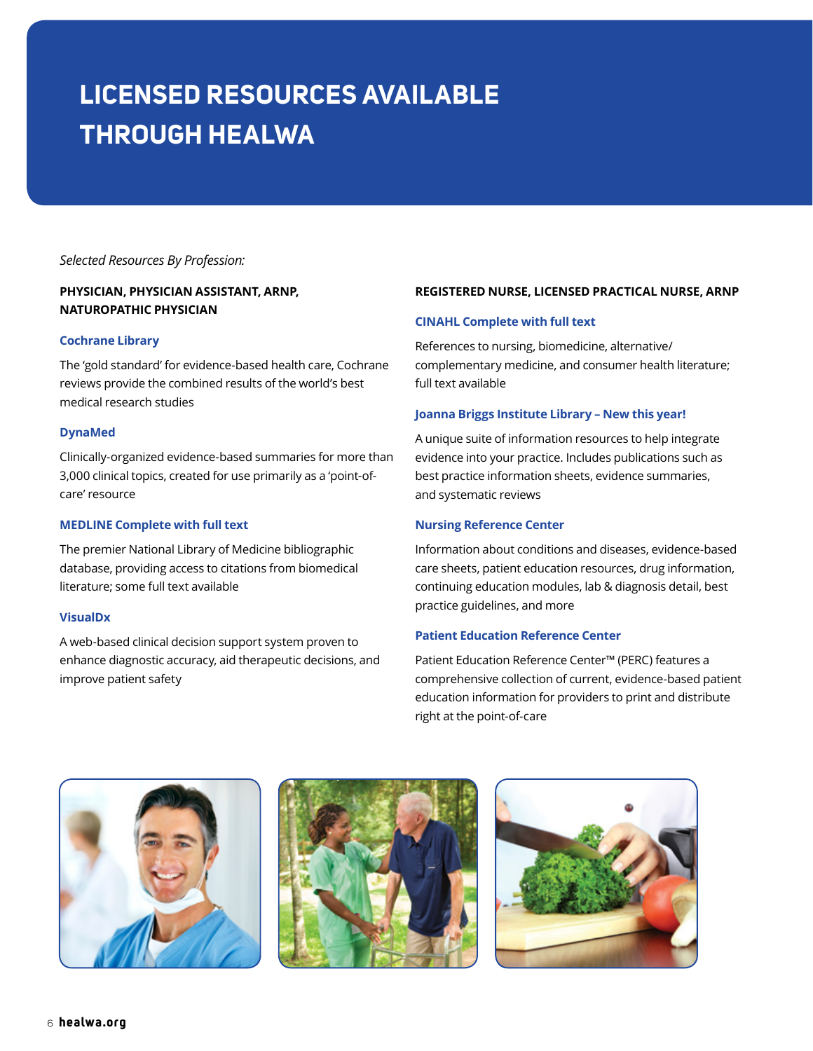# LICENSED RESOURCES AVAILABLE THROUGH HEALWA

*Selected Resources By Profession:*

**PHYSICIAN, PHYSICIAN ASSISTANT, ARNP, NATUROPATHIC PHYSICIAN**

### Cochrane Library

The 'gold standard' for evidence-based health care, Cochrane reviews provide the combined results of the world's best medical research studies

### DynaMed

Clinically-organized evidence-based summaries for more than 3,000 clinical topics, created for use primarily as a 'point-of-care' resource

### MEDLINE Complete with full text

The premier National Library of Medicine bibliographic database, providing access to citations from biomedical literature; some full text available

### VisualDx

A web-based clinical decision support system proven to enhance diagnostic accuracy, aid therapeutic decisions, and improve patient safety

**REGISTERED NURSE, LICENSED PRACTICAL NURSE, ARNP**

### CINAHL Complete with full text

References to nursing, biomedicine, alternative/ complementary medicine, and consumer health literature; full text available

### Joanna Briggs Institute Library – New this year!

A unique suite of information resources to help integrate evidence into your practice. Includes publications such as best practice information sheets, evidence summaries, and systematic reviews

### Nursing Reference Center

Information about conditions and diseases, evidence-based care sheets, patient education resources, drug information, continuing education modules, lab & diagnosis detail, best practice guidelines, and more

### Patient Education Reference Center

Patient Education Reference Center™ (PERC) features a comprehensive collection of current, evidence-based patient education information for providers to print and distribute right at the point-of-care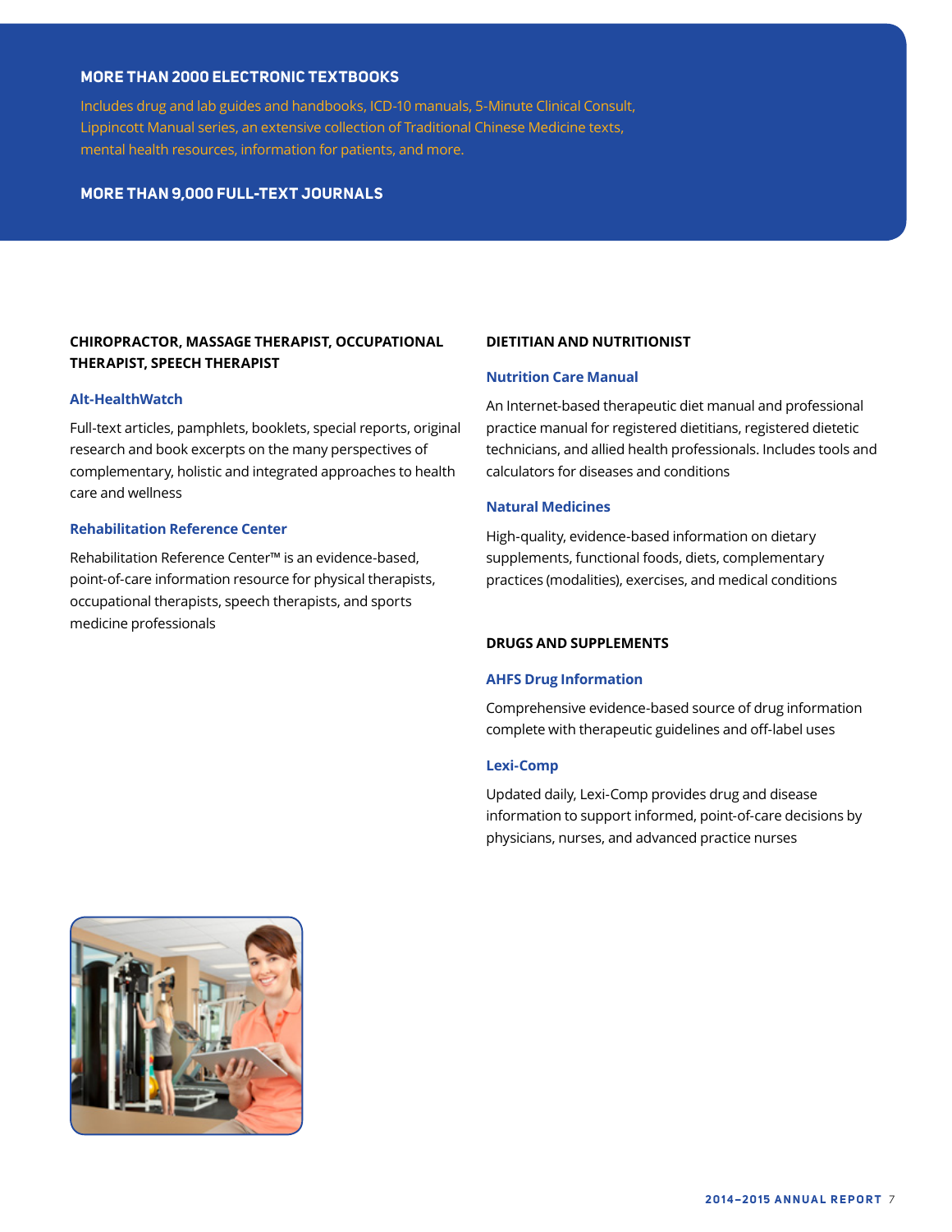## MORE THAN 2000 ELECTRONIC TEXTBOOKS

Includes drug and lab guides and handbooks, ICD-10 manuals, 5-Minute Clinical Consult, Lippincott Manual series, an extensive collection of Traditional Chinese Medicine texts, mental health resources, information for patients, and more.

## MORE THAN 9,000 FULL-TEXT JOURNALS

### CHIROPRACTOR, MASSAGE THERAPIST, OCCUPATIONAL THERAPIST, SPEECH THERAPIST

#### Alt-HealthWatch

Full-text articles, pamphlets, booklets, special reports, original research and book excerpts on the many perspectives of complementary, holistic and integrated approaches to health care and wellness

#### Rehabilitation Reference Center

Rehabilitation Reference Center™ is an evidence-based, point-of-care information resource for physical therapists, occupational therapists, speech therapists, and sports medicine professionals

### DIETITIAN AND NUTRITIONIST

#### Nutrition Care Manual

An Internet-based therapeutic diet manual and professional practice manual for registered dietitians, registered dietetic technicians, and allied health professionals. Includes tools and calculators for diseases and conditions

#### Natural Medicines

High-quality, evidence-based information on dietary supplements, functional foods, diets, complementary practices (modalities), exercises, and medical conditions

### DRUGS AND SUPPLEMENTS

#### AHFS Drug Information

Comprehensive evidence-based source of drug information complete with therapeutic guidelines and off-label uses

#### Lexi-Comp

Updated daily, Lexi-Comp provides drug and disease information to support informed, point-of-care decisions by physicians, nurses, and advanced practice nurses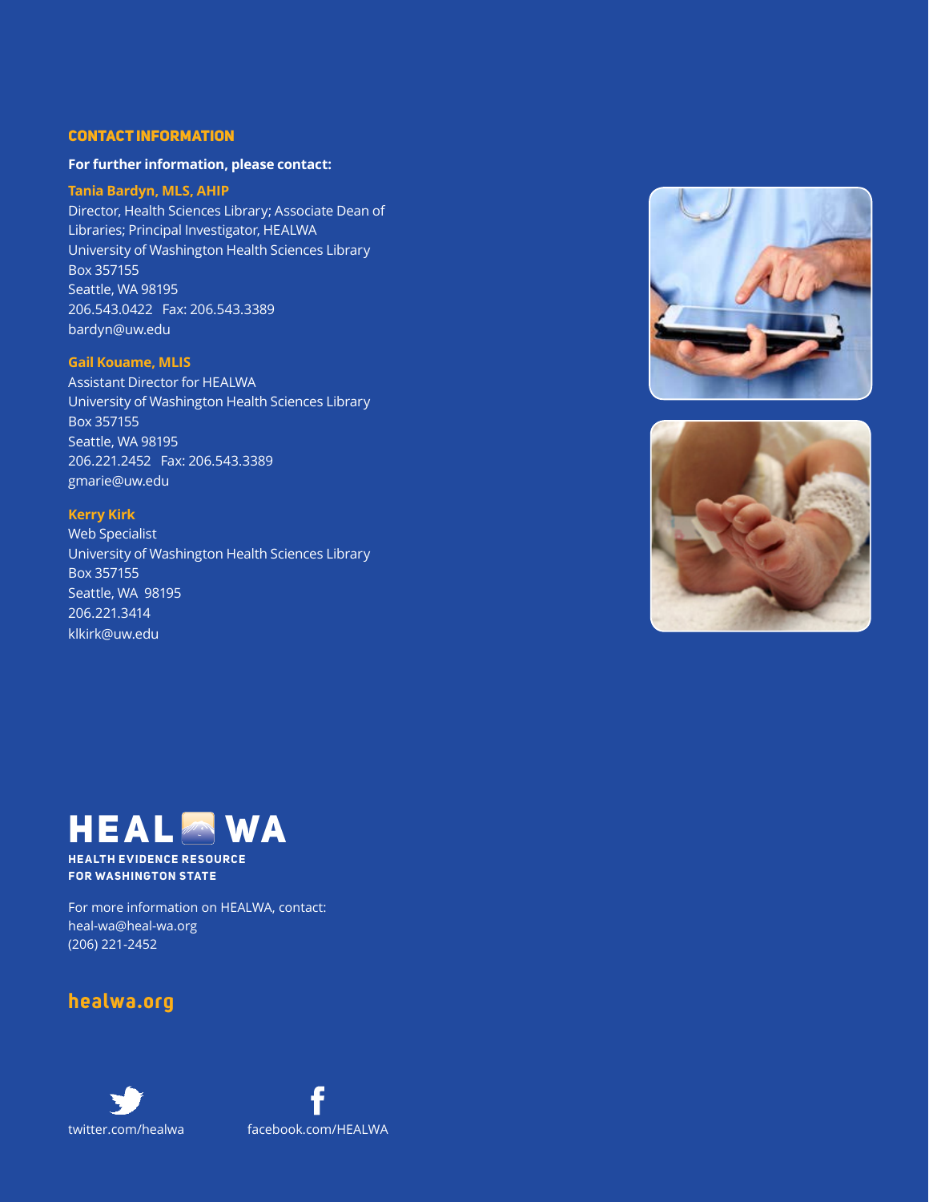## CONTACT INFORMATION

**For further information, please contact:**

**Tania Bardyn, MLS, AHIP**
Director, Health Sciences Library; Associate Dean of Libraries; Principal Investigator, HEALWA
University of Washington Health Sciences Library
Box 357155
Seattle, WA 98195
206.543.0422 Fax: 206.543.3389
bardyn@uw.edu

**Gail Kouame, MLIS**
Assistant Director for HEALWA
University of Washington Health Sciences Library
Box 357155
Seattle, WA 98195
206.221.2452 Fax: 206.543.3389
gmarie@uw.edu

**Kerry Kirk**
Web Specialist
University of Washington Health Sciences Library
Box 357155
Seattle, WA 98195
206.221.3414
klkirk@uw.edu

**HEALWA**
**HEALTH EVIDENCE RESOURCE FOR WASHINGTON STATE**

For more information on HEALWA, contact:
heal-wa@heal-wa.org
(206) 221-2452

**healwa.org**

twitter.com/healwa

facebook.com/HEALWA